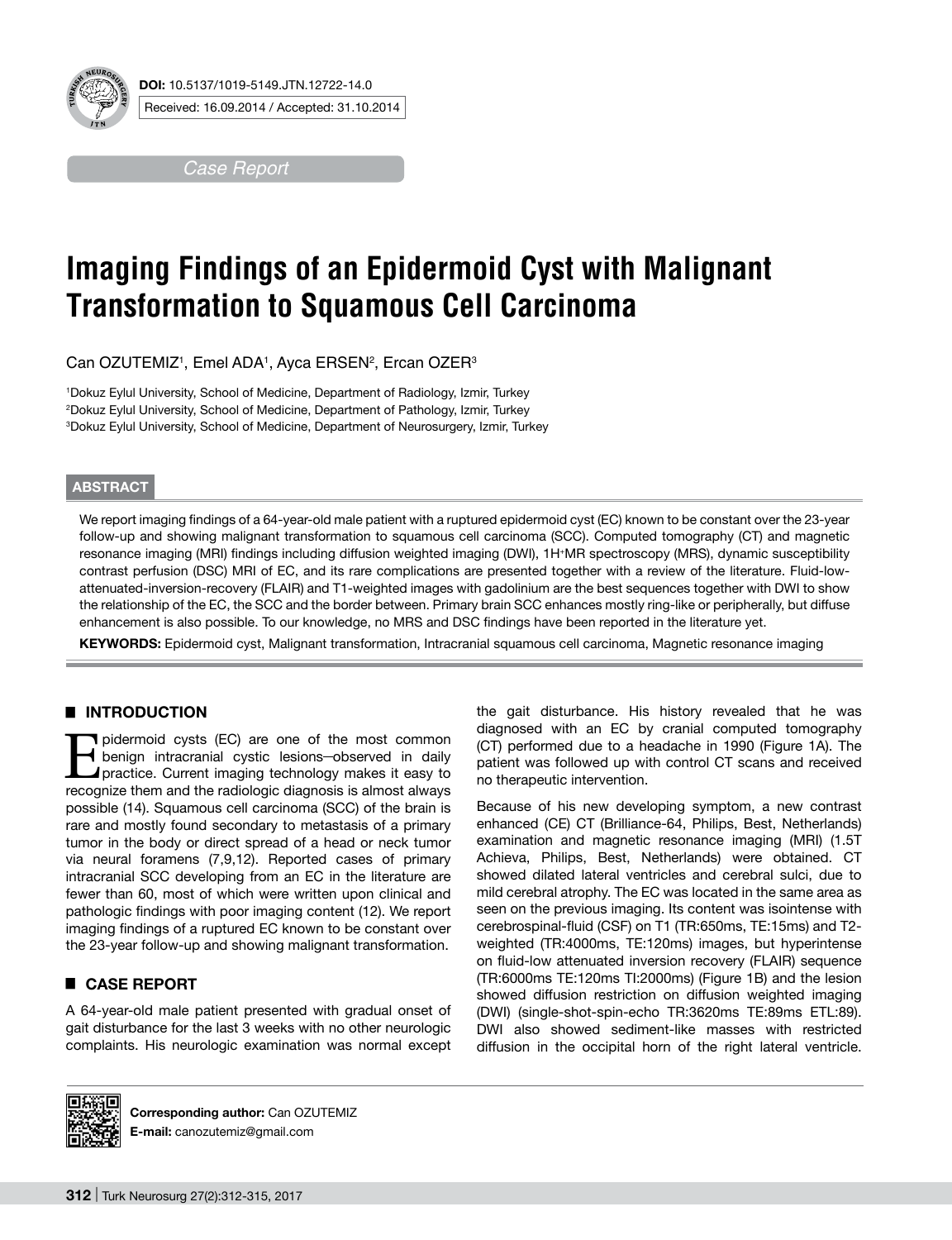DOI: 10.5137/1019-5149.JTN.12722-14.0

Received: 16.09.2014 / Accepted: 31.10.2014

*Case Report*

# Imaging Findings of an Epidermoid Cyst with Malignant Transformation to Squamous Cell Carcinoma

Can OZUTEMIZ[1], Emel ADA[1], Ayca ERSEN[2], Ercan OZER[3]

[1]Dokuz Eylul University, School of Medicine, Department of Radiology, Izmir, Turkey
[2]Dokuz Eylul University, School of Medicine, Department of Pathology, Izmir, Turkey
[3]Dokuz Eylul University, School of Medicine, Department of Neurosurgery, Izmir, Turkey

## ABSTRACT

We report imaging findings of a 64-year-old male patient with a ruptured epidermoid cyst (EC) known to be constant over the 23-year follow-up and showing malignant transformation to squamous cell carcinoma (SCC). Computed tomography (CT) and magnetic resonance imaging (MRI) findings including diffusion weighted imaging (DWI), 1H+MR spectroscopy (MRS), dynamic susceptibility contrast perfusion (DSC) MRI of EC, and its rare complications are presented together with a review of the literature. Fluid-low-attenuated-inversion-recovery (FLAIR) and T1-weighted images with gadolinium are the best sequences together with DWI to show the relationship of the EC, the SCC and the border between. Primary brain SCC enhances mostly ring-like or peripherally, but diffuse enhancement is also possible. To our knowledge, no MRS and DSC findings have been reported in the literature yet.

**KEYWORDS:** Epidermoid cyst, Malignant transformation, Intracranial squamous cell carcinoma, Magnetic resonance imaging

## INTRODUCTION

Epidermoid cysts (EC) are one of the most common benign intracranial cystic lesions—observed in daily practice. Current imaging technology makes it easy to recognize them and the radiologic diagnosis is almost always possible (14). Squamous cell carcinoma (SCC) of the brain is rare and mostly found secondary to metastasis of a primary tumor in the body or direct spread of a head or neck tumor via neural foramens (7,9,12). Reported cases of primary intracranial SCC developing from an EC in the literature are fewer than 60, most of which were written upon clinical and pathologic findings with poor imaging content (12). We report imaging findings of a ruptured EC known to be constant over the 23-year follow-up and showing malignant transformation.

## CASE REPORT

A 64-year-old male patient presented with gradual onset of gait disturbance for the last 3 weeks with no other neurologic complaints. His neurologic examination was normal except the gait disturbance. His history revealed that he was diagnosed with an EC by cranial computed tomography (CT) performed due to a headache in 1990 (Figure 1A). The patient was followed up with control CT scans and received no therapeutic intervention.

Because of his new developing symptom, a new contrast enhanced (CE) CT (Brilliance-64, Philips, Best, Netherlands) examination and magnetic resonance imaging (MRI) (1.5T Achieva, Philips, Best, Netherlands) were obtained. CT showed dilated lateral ventricles and cerebral sulci, due to mild cerebral atrophy. The EC was located in the same area as seen on the previous imaging. Its content was isointense with cerebrospinal-fluid (CSF) on T1 (TR:650ms, TE:15ms) and T2-weighted (TR:4000ms, TE:120ms) images, but hyperintense on fluid-low attenuated inversion recovery (FLAIR) sequence (TR:6000ms TE:120ms TI:2000ms) (Figure 1B) and the lesion showed diffusion restriction on diffusion weighted imaging (DWI) (single-shot-spin-echo TR:3620ms TE:89ms ETL:89). DWI also showed sediment-like masses with restricted diffusion in the occipital horn of the right lateral ventricle.

**Corresponding author:** Can OZUTEMIZ
**E-mail:** canozutemiz@gmail.com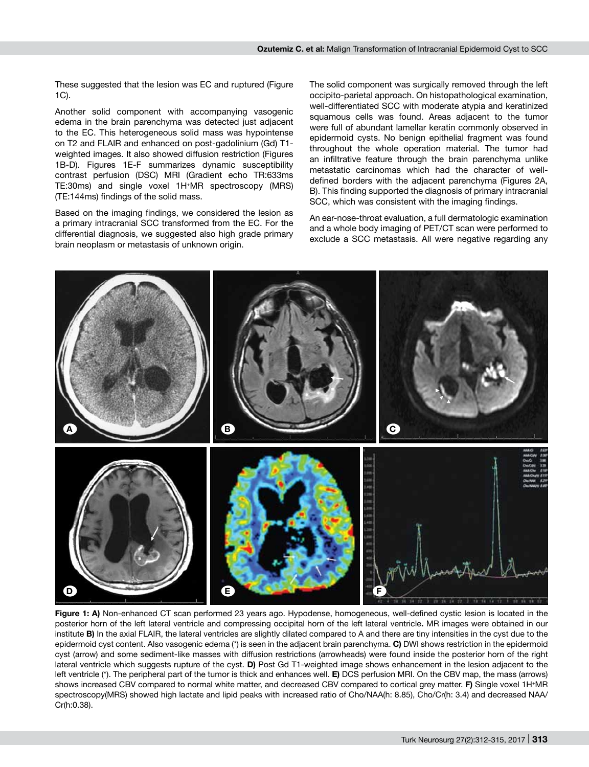These suggested that the lesion was EC and ruptured (Figure 1C).

Another solid component with accompanying vasogenic edema in the brain parenchyma was detected just adjacent to the EC. This heterogeneous solid mass was hypointense on T2 and FLAIR and enhanced on post-gadolinium (Gd) T1-weighted images. It also showed diffusion restriction (Figures 1B-D). Figures 1E-F summarizes dynamic susceptibility contrast perfusion (DSC) MRI (Gradient echo TR:633ms TE:30ms) and single voxel 1H+MR spectroscopy (MRS) (TE:144ms) findings of the solid mass.

Based on the imaging findings, we considered the lesion as a primary intracranial SCC transformed from the EC. For the differential diagnosis, we suggested also high grade primary brain neoplasm or metastasis of unknown origin.

The solid component was surgically removed through the left occipito-parietal approach. On histopathological examination, well-differentiated SCC with moderate atypia and keratinized squamous cells was found. Areas adjacent to the tumor were full of abundant lamellar keratin commonly observed in epidermoid cysts. No benign epithelial fragment was found throughout the whole operation material. The tumor had an infiltrative feature through the brain parenchyma unlike metastatic carcinomas which had the character of well-defined borders with the adjacent parenchyma (Figures 2A, B). This finding supported the diagnosis of primary intracranial SCC, which was consistent with the imaging findings.

An ear-nose-throat evaluation, a full dermatologic examination and a whole body imaging of PET/CT scan were performed to exclude a SCC metastasis. All were negative regarding any

**Figure 1: A)** Non-enhanced CT scan performed 23 years ago. Hypodense, homogeneous, well-defined cystic lesion is located in the posterior horn of the left lateral ventricle and compressing occipital horn of the left lateral ventricle**.** MR images were obtained in our institute **B)** In the axial FLAIR, the lateral ventricles are slightly dilated compared to A and there are tiny intensities in the cyst due to the epidermoid cyst content. Also vasogenic edema (*) is seen in the adjacent brain parenchyma. **C)** DWI shows restriction in the epidermoid cyst (arrow) and some sediment-like masses with diffusion restrictions (arrowheads) were found inside the posterior horn of the right lateral ventricle which suggests rupture of the cyst. **D)** Post Gd T1-weighted image shows enhancement in the lesion adjacent to the left ventricle (*). The peripheral part of the tumor is thick and enhances well. **E)** DCS perfusion MRI. On the CBV map, the mass (arrows) shows increased CBV compared to normal white matter, and decreased CBV compared to cortical grey matter. **F)** Single voxel 1H+MR spectroscopy(MRS) showed high lactate and lipid peaks with increased ratio of Cho/NAA(h: 8.85), Cho/Cr(h: 3.4) and decreased NAA/Cr(h:0.38).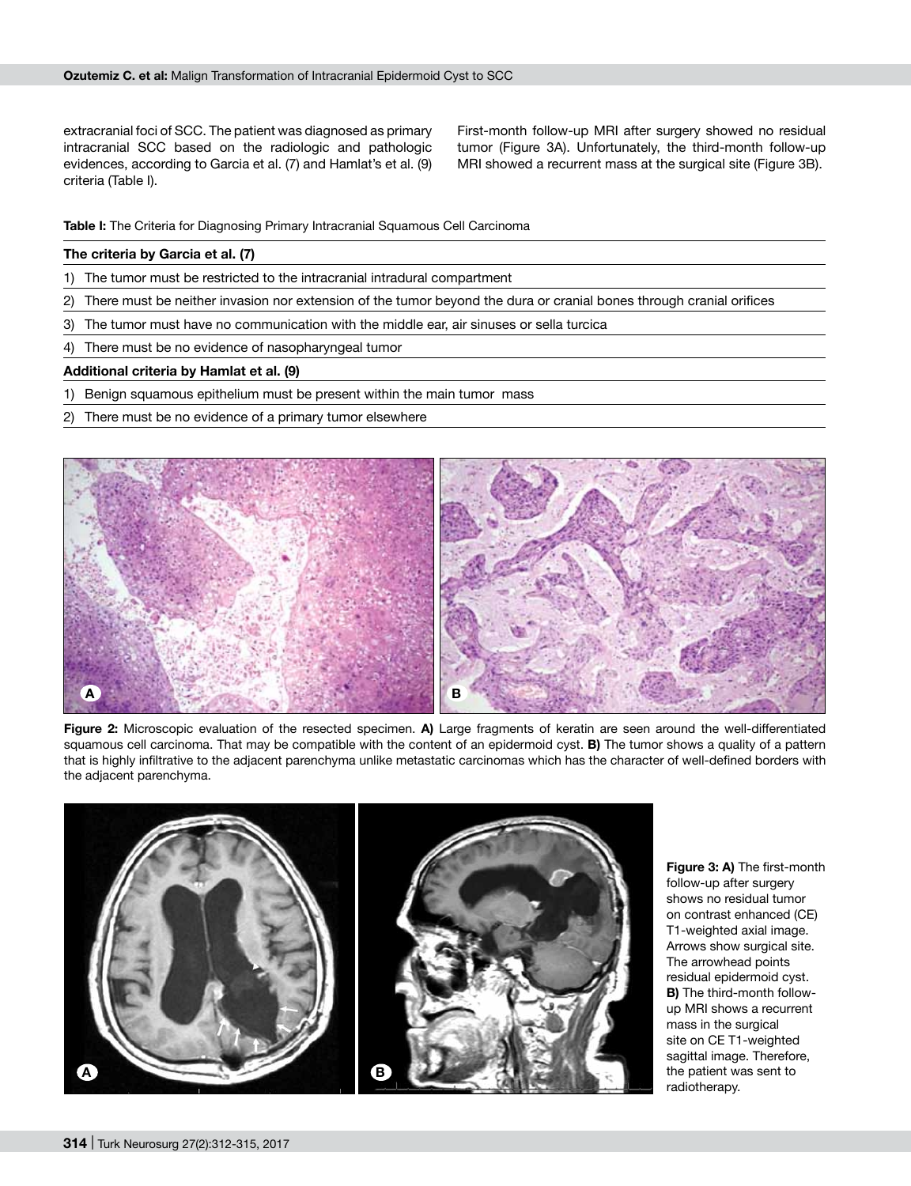extracranial foci of SCC. The patient was diagnosed as primary intracranial SCC based on the radiologic and pathologic evidences, according to Garcia et al. (7) and Hamlat's et al. (9) criteria (Table I).

First-month follow-up MRI after surgery showed no residual tumor (Figure 3A). Unfortunately, the third-month follow-up MRI showed a recurrent mass at the surgical site (Figure 3B).

**Table I:** The Criteria for Diagnosing Primary Intracranial Squamous Cell Carcinoma

| **The criteria by Garcia et al. (7)** |
|---|
| 1) The tumor must be restricted to the intracranial intradural compartment |
| 2) There must be neither invasion nor extension of the tumor beyond the dura or cranial bones through cranial orifices |
| 3) The tumor must have no communication with the middle ear, air sinuses or sella turcica |
| 4) There must be no evidence of nasopharyngeal tumor |
| **Additional criteria by Hamlat et al. (9)** |
| 1) Benign squamous epithelium must be present within the main tumor mass |
| 2) There must be no evidence of a primary tumor elsewhere |

**Figure 2:** Microscopic evaluation of the resected specimen. **A)** Large fragments of keratin are seen around the well-differentiated squamous cell carcinoma. That may be compatible with the content of an epidermoid cyst. **B)** The tumor shows a quality of a pattern that is highly infiltrative to the adjacent parenchyma unlike metastatic carcinomas which has the character of well-defined borders with the adjacent parenchyma.

**Figure 3: A)** The first-month follow-up after surgery shows no residual tumor on contrast enhanced (CE) T1-weighted axial image. Arrows show surgical site. The arrowhead points residual epidermoid cyst. **B)** The third-month follow-up MRI shows a recurrent mass in the surgical site on CE T1-weighted sagittal image. Therefore, the patient was sent to radiotherapy.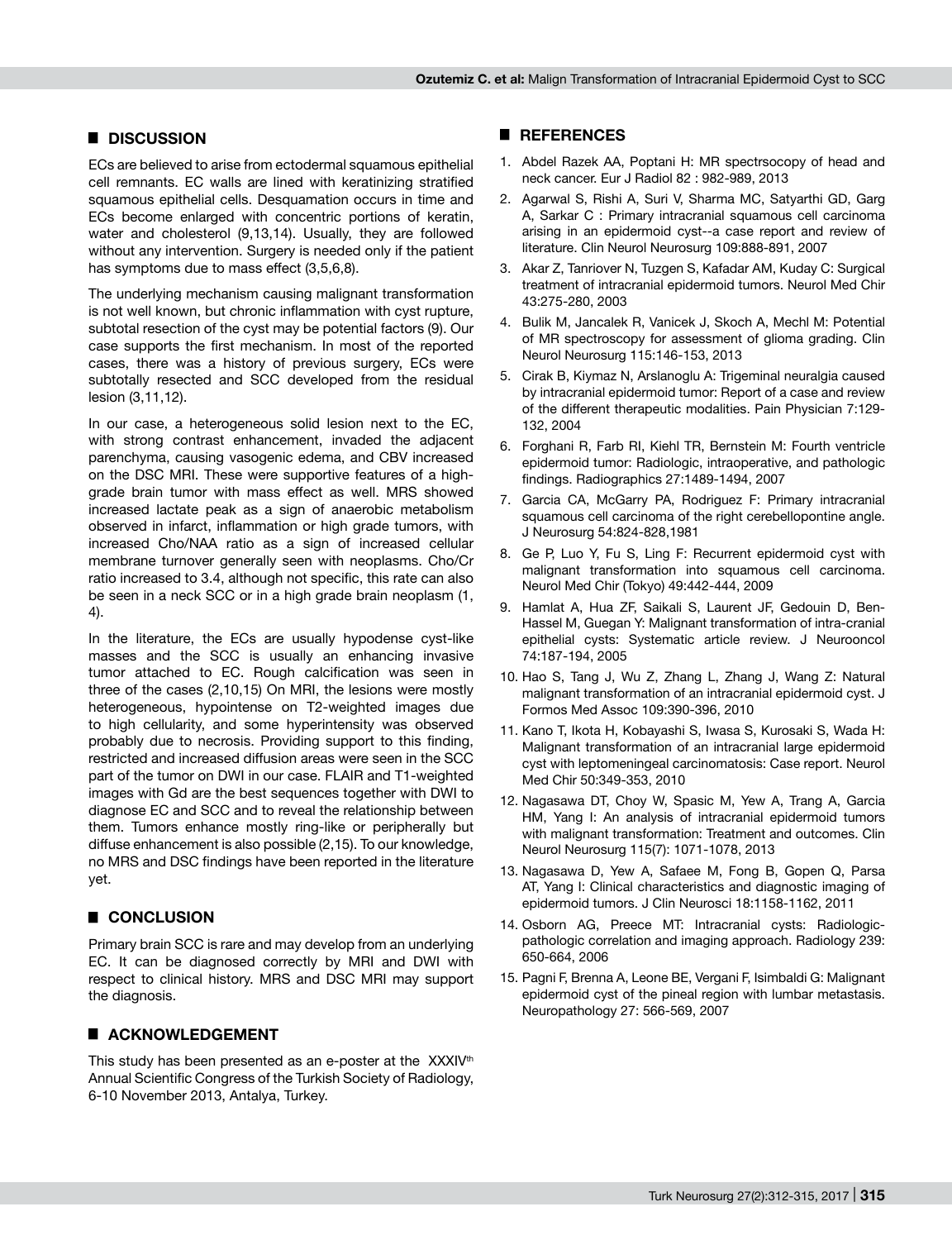## DISCUSSION

ECs are believed to arise from ectodermal squamous epithelial cell remnants. EC walls are lined with keratinizing stratified squamous epithelial cells. Desquamation occurs in time and ECs become enlarged with concentric portions of keratin, water and cholesterol (9,13,14). Usually, they are followed without any intervention. Surgery is needed only if the patient has symptoms due to mass effect (3,5,6,8).

The underlying mechanism causing malignant transformation is not well known, but chronic inflammation with cyst rupture, subtotal resection of the cyst may be potential factors (9). Our case supports the first mechanism. In most of the reported cases, there was a history of previous surgery, ECs were subtotally resected and SCC developed from the residual lesion (3,11,12).

In our case, a heterogeneous solid lesion next to the EC, with strong contrast enhancement, invaded the adjacent parenchyma, causing vasogenic edema, and CBV increased on the DSC MRI. These were supportive features of a high-grade brain tumor with mass effect as well. MRS showed increased lactate peak as a sign of anaerobic metabolism observed in infarct, inflammation or high grade tumors, with increased Cho/NAA ratio as a sign of increased cellular membrane turnover generally seen with neoplasms. Cho/Cr ratio increased to 3.4, although not specific, this rate can also be seen in a neck SCC or in a high grade brain neoplasm (1, 4).

In the literature, the ECs are usually hypodense cyst-like masses and the SCC is usually an enhancing invasive tumor attached to EC. Rough calcification was seen in three of the cases (2,10,15) On MRI, the lesions were mostly heterogeneous, hypointense on T2-weighted images due to high cellularity, and some hyperintensity was observed probably due to necrosis. Providing support to this finding, restricted and increased diffusion areas were seen in the SCC part of the tumor on DWI in our case. FLAIR and T1-weighted images with Gd are the best sequences together with DWI to diagnose EC and SCC and to reveal the relationship between them. Tumors enhance mostly ring-like or peripherally but diffuse enhancement is also possible (2,15). To our knowledge, no MRS and DSC findings have been reported in the literature yet.

## CONCLUSION

Primary brain SCC is rare and may develop from an underlying EC. It can be diagnosed correctly by MRI and DWI with respect to clinical history. MRS and DSC MRI may support the diagnosis.

## ACKNOWLEDGEMENT

This study has been presented as an e-poster at the XXXIV[th] Annual Scientific Congress of the Turkish Society of Radiology, 6-10 November 2013, Antalya, Turkey.

## REFERENCES

1. Abdel Razek AA, Poptani H: MR spectrsocopy of head and neck cancer. Eur J Radiol 82 : 982-989, 2013
2. Agarwal S, Rishi A, Suri V, Sharma MC, Satyarthi GD, Garg A, Sarkar C : Primary intracranial squamous cell carcinoma arising in an epidermoid cyst--a case report and review of literature. Clin Neurol Neurosurg 109:888-891, 2007
3. Akar Z, Tanriover N, Tuzgen S, Kafadar AM, Kuday C: Surgical treatment of intracranial epidermoid tumors. Neurol Med Chir 43:275-280, 2003
4. Bulik M, Jancalek R, Vanicek J, Skoch A, Mechl M: Potential of MR spectroscopy for assessment of glioma grading. Clin Neurol Neurosurg 115:146-153, 2013
5. Cirak B, Kiymaz N, Arslanoglu A: Trigeminal neuralgia caused by intracranial epidermoid tumor: Report of a case and review of the different therapeutic modalities. Pain Physician 7:129-132, 2004
6. Forghani R, Farb RI, Kiehl TR, Bernstein M: Fourth ventricle epidermoid tumor: Radiologic, intraoperative, and pathologic findings. Radiographics 27:1489-1494, 2007
7. Garcia CA, McGarry PA, Rodriguez F: Primary intracranial squamous cell carcinoma of the right cerebellopontine angle. J Neurosurg 54:824-828,1981
8. Ge P, Luo Y, Fu S, Ling F: Recurrent epidermoid cyst with malignant transformation into squamous cell carcinoma. Neurol Med Chir (Tokyo) 49:442-444, 2009
9. Hamlat A, Hua ZF, Saikali S, Laurent JF, Gedouin D, Ben-Hassel M, Guegan Y: Malignant transformation of intra-cranial epithelial cysts: Systematic article review. J Neurooncol 74:187-194, 2005
10. Hao S, Tang J, Wu Z, Zhang L, Zhang J, Wang Z: Natural malignant transformation of an intracranial epidermoid cyst. J Formos Med Assoc 109:390-396, 2010
11. Kano T, Ikota H, Kobayashi S, Iwasa S, Kurosaki S, Wada H: Malignant transformation of an intracranial large epidermoid cyst with leptomeningeal carcinomatosis: Case report. Neurol Med Chir 50:349-353, 2010
12. Nagasawa DT, Choy W, Spasic M, Yew A, Trang A, Garcia HM, Yang I: An analysis of intracranial epidermoid tumors with malignant transformation: Treatment and outcomes. Clin Neurol Neurosurg 115(7): 1071-1078, 2013
13. Nagasawa D, Yew A, Safaee M, Fong B, Gopen Q, Parsa AT, Yang I: Clinical characteristics and diagnostic imaging of epidermoid tumors. J Clin Neurosci 18:1158-1162, 2011
14. Osborn AG, Preece MT: Intracranial cysts: Radiologic-pathologic correlation and imaging approach. Radiology 239: 650-664, 2006
15. Pagni F, Brenna A, Leone BE, Vergani F, Isimbaldi G: Malignant epidermoid cyst of the pineal region with lumbar metastasis. Neuropathology 27: 566-569, 2007